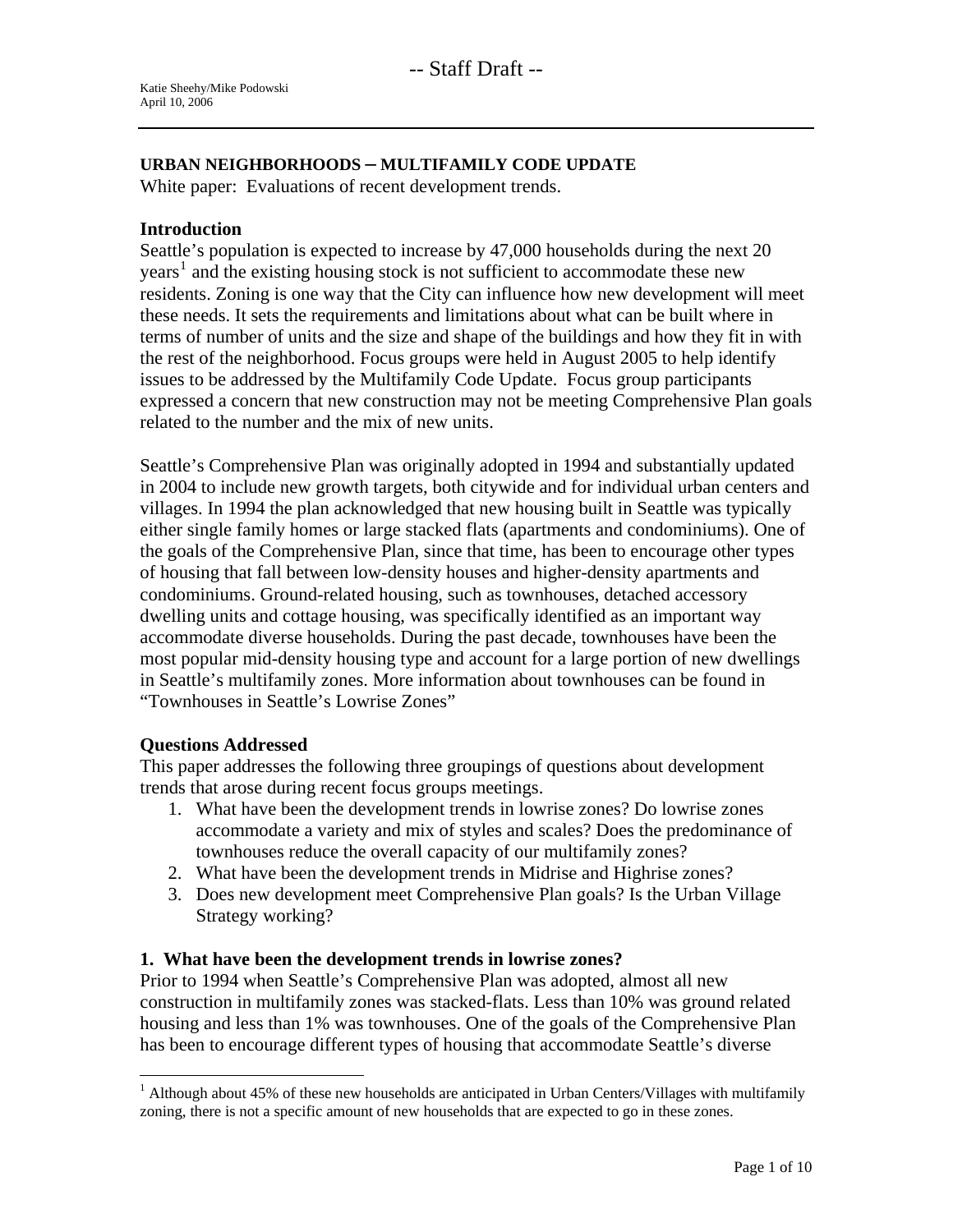-- Staff Draft --

Katie Sheehy/Mike Podowski
April 10, 2006

**URBAN NEIGHBORHOODS – MULTIFAMILY CODE UPDATE**
White paper: Evaluations of recent development trends.

## Introduction

Seattle's population is expected to increase by 47,000 households during the next 20 years[1] and the existing housing stock is not sufficient to accommodate these new residents. Zoning is one way that the City can influence how new development will meet these needs. It sets the requirements and limitations about what can be built where in terms of number of units and the size and shape of the buildings and how they fit in with the rest of the neighborhood. Focus groups were held in August 2005 to help identify issues to be addressed by the Multifamily Code Update. Focus group participants expressed a concern that new construction may not be meeting Comprehensive Plan goals related to the number and the mix of new units.

Seattle's Comprehensive Plan was originally adopted in 1994 and substantially updated in 2004 to include new growth targets, both citywide and for individual urban centers and villages. In 1994 the plan acknowledged that new housing built in Seattle was typically either single family homes or large stacked flats (apartments and condominiums). One of the goals of the Comprehensive Plan, since that time, has been to encourage other types of housing that fall between low-density houses and higher-density apartments and condominiums. Ground-related housing, such as townhouses, detached accessory dwelling units and cottage housing, was specifically identified as an important way accommodate diverse households. During the past decade, townhouses have been the most popular mid-density housing type and account for a large portion of new dwellings in Seattle's multifamily zones. More information about townhouses can be found in "Townhouses in Seattle's Lowrise Zones"

## Questions Addressed

This paper addresses the following three groupings of questions about development trends that arose during recent focus groups meetings.

1. What have been the development trends in lowrise zones? Do lowrise zones accommodate a variety and mix of styles and scales? Does the predominance of townhouses reduce the overall capacity of our multifamily zones?
2. What have been the development trends in Midrise and Highrise zones?
3. Does new development meet Comprehensive Plan goals? Is the Urban Village Strategy working?

## 1. What have been the development trends in lowrise zones?

Prior to 1994 when Seattle's Comprehensive Plan was adopted, almost all new construction in multifamily zones was stacked-flats. Less than 10% was ground related housing and less than 1% was townhouses. One of the goals of the Comprehensive Plan has been to encourage different types of housing that accommodate Seattle's diverse

[1] Although about 45% of these new households are anticipated in Urban Centers/Villages with multifamily zoning, there is not a specific amount of new households that are expected to go in these zones.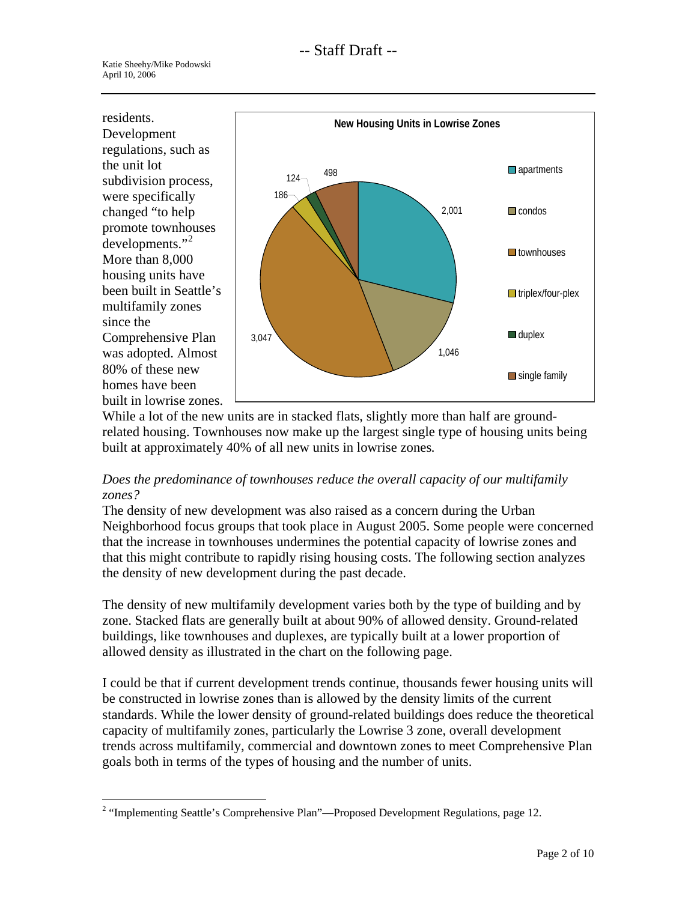residents. Development regulations, such as the unit lot subdivision process, were specifically changed "to help promote townhouses developments."[2] More than 8,000 housing units have been built in Seattle's multifamily zones since the Comprehensive Plan was adopted. Almost 80% of these new homes have been built in lowrise zones. While a lot of the new units are in stacked flats, slightly more than half are ground-related housing. Townhouses now make up the largest single type of housing units being built at approximately 40% of all new units in lowrise zones.

**New Housing Units in Lowrise Zones**

| Housing type | Units |
| --- | --- |
| apartments | 2,001 |
| condos | 1,046 |
| townhouses | 3,047 |
| triplex/four-plex | 186 |
| duplex | 124 |
| single family | 498 |

*Does the predominance of townhouses reduce the overall capacity of our multifamily zones?*

The density of new development was also raised as a concern during the Urban Neighborhood focus groups that took place in August 2005. Some people were concerned that the increase in townhouses undermines the potential capacity of lowrise zones and that this might contribute to rapidly rising housing costs. The following section analyzes the density of new development during the past decade.

The density of new multifamily development varies both by the type of building and by zone. Stacked flats are generally built at about 90% of allowed density. Ground-related buildings, like townhouses and duplexes, are typically built at a lower proportion of allowed density as illustrated in the chart on the following page.

I could be that if current development trends continue, thousands fewer housing units will be constructed in lowrise zones than is allowed by the density limits of the current standards. While the lower density of ground-related buildings does reduce the theoretical capacity of multifamily zones, particularly the Lowrise 3 zone, overall development trends across multifamily, commercial and downtown zones to meet Comprehensive Plan goals both in terms of the types of housing and the number of units.

---

[2] "Implementing Seattle's Comprehensive Plan"—Proposed Development Regulations, page 12.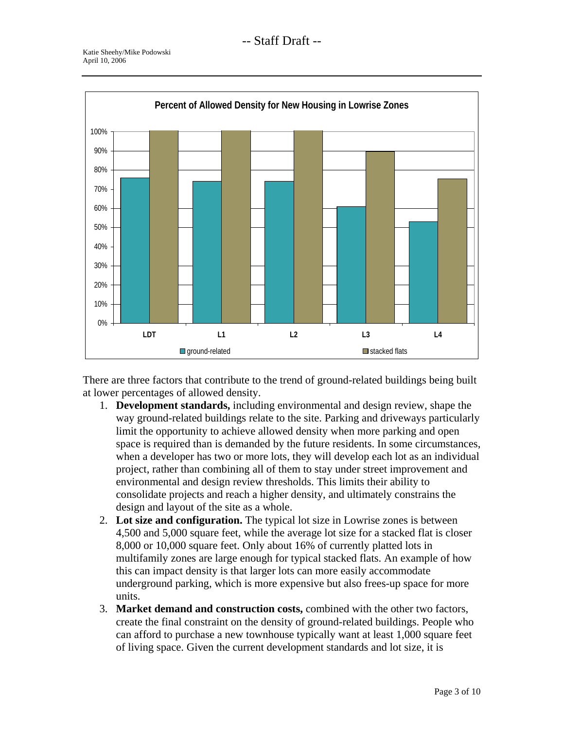Percent of Allowed Density for New Housing in Lowrise Zones

There are three factors that contribute to the trend of ground-related buildings being built at lower percentages of allowed density.

1. **Development standards,** including environmental and design review, shape the way ground-related buildings relate to the site. Parking and driveways particularly limit the opportunity to achieve allowed density when more parking and open space is required than is demanded by the future residents. In some circumstances, when a developer has two or more lots, they will develop each lot as an individual project, rather than combining all of them to stay under street improvement and environmental and design review thresholds. This limits their ability to consolidate projects and reach a higher density, and ultimately constrains the design and layout of the site as a whole.
2. **Lot size and configuration.** The typical lot size in Lowrise zones is between 4,500 and 5,000 square feet, while the average lot size for a stacked flat is closer 8,000 or 10,000 square feet. Only about 16% of currently platted lots in multifamily zones are large enough for typical stacked flats. An example of how this can impact density is that larger lots can more easily accommodate underground parking, which is more expensive but also frees-up space for more units.
3. **Market demand and construction costs,** combined with the other two factors, create the final constraint on the density of ground-related buildings. People who can afford to purchase a new townhouse typically want at least 1,000 square feet of living space. Given the current development standards and lot size, it is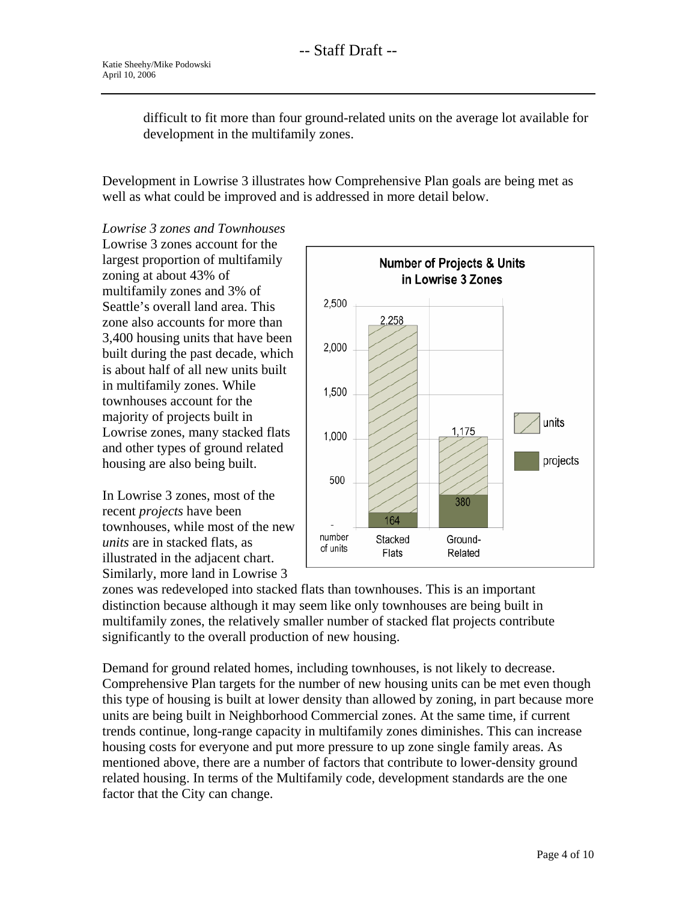difficult to fit more than four ground-related units on the average lot available for development in the multifamily zones.

Development in Lowrise 3 illustrates how Comprehensive Plan goals are being met as well as what could be improved and is addressed in more detail below.

*Lowrise 3 zones and Townhouses*

Lowrise 3 zones account for the largest proportion of multifamily zoning at about 43% of multifamily zones and 3% of Seattle's overall land area. This zone also accounts for more than 3,400 housing units that have been built during the past decade, which is about half of all new units built in multifamily zones. While townhouses account for the majority of projects built in Lowrise zones, many stacked flats and other types of ground related housing are also being built.

**Number of Projects & Units in Lowrise 3 Zones**

| | Stacked Flats | Ground-Related |
|---|---|---|
| units | 2,258 | 1,175 |
| projects | 164 | 380 |

In Lowrise 3 zones, most of the recent *projects* have been townhouses, while most of the new *units* are in stacked flats, as illustrated in the adjacent chart. Similarly, more land in Lowrise 3 zones was redeveloped into stacked flats than townhouses. This is an important distinction because although it may seem like only townhouses are being built in multifamily zones, the relatively smaller number of stacked flat projects contribute significantly to the overall production of new housing.

Demand for ground related homes, including townhouses, is not likely to decrease. Comprehensive Plan targets for the number of new housing units can be met even though this type of housing is built at lower density than allowed by zoning, in part because more units are being built in Neighborhood Commercial zones. At the same time, if current trends continue, long-range capacity in multifamily zones diminishes. This can increase housing costs for everyone and put more pressure to up zone single family areas. As mentioned above, there are a number of factors that contribute to lower-density ground related housing. In terms of the Multifamily code, development standards are the one factor that the City can change.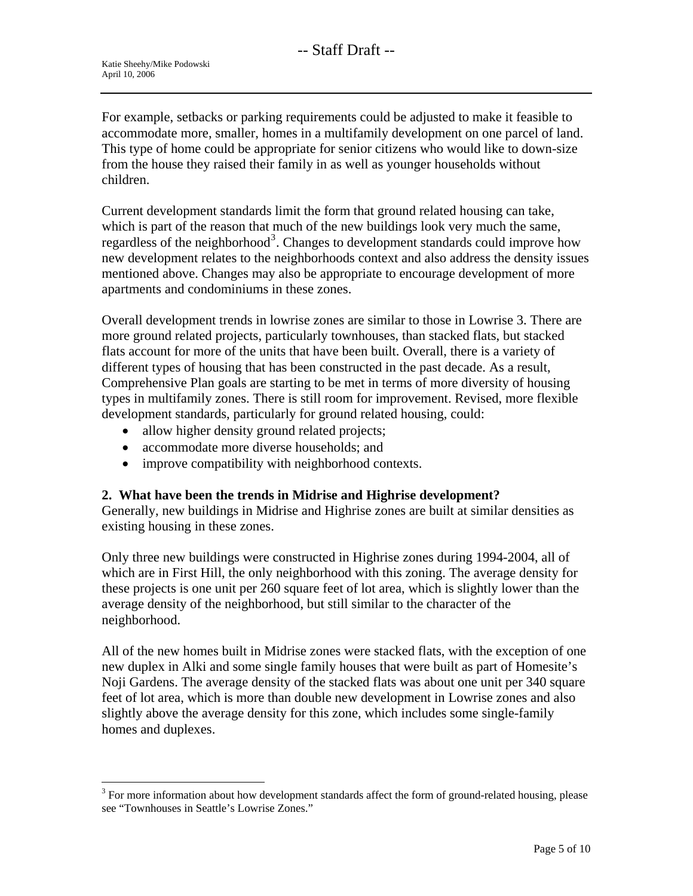For example, setbacks or parking requirements could be adjusted to make it feasible to accommodate more, smaller, homes in a multifamily development on one parcel of land. This type of home could be appropriate for senior citizens who would like to down-size from the house they raised their family in as well as younger households without children.

Current development standards limit the form that ground related housing can take, which is part of the reason that much of the new buildings look very much the same, regardless of the neighborhood[3]. Changes to development standards could improve how new development relates to the neighborhoods context and also address the density issues mentioned above. Changes may also be appropriate to encourage development of more apartments and condominiums in these zones.

Overall development trends in lowrise zones are similar to those in Lowrise 3. There are more ground related projects, particularly townhouses, than stacked flats, but stacked flats account for more of the units that have been built. Overall, there is a variety of different types of housing that has been constructed in the past decade. As a result, Comprehensive Plan goals are starting to be met in terms of more diversity of housing types in multifamily zones. There is still room for improvement. Revised, more flexible development standards, particularly for ground related housing, could:

- allow higher density ground related projects;
- accommodate more diverse households; and
- improve compatibility with neighborhood contexts.

**2. What have been the trends in Midrise and Highrise development?**

Generally, new buildings in Midrise and Highrise zones are built at similar densities as existing housing in these zones.

Only three new buildings were constructed in Highrise zones during 1994-2004, all of which are in First Hill, the only neighborhood with this zoning. The average density for these projects is one unit per 260 square feet of lot area, which is slightly lower than the average density of the neighborhood, but still similar to the character of the neighborhood.

All of the new homes built in Midrise zones were stacked flats, with the exception of one new duplex in Alki and some single family houses that were built as part of Homesite's Noji Gardens. The average density of the stacked flats was about one unit per 340 square feet of lot area, which is more than double new development in Lowrise zones and also slightly above the average density for this zone, which includes some single-family homes and duplexes.

[3] For more information about how development standards affect the form of ground-related housing, please see "Townhouses in Seattle's Lowrise Zones."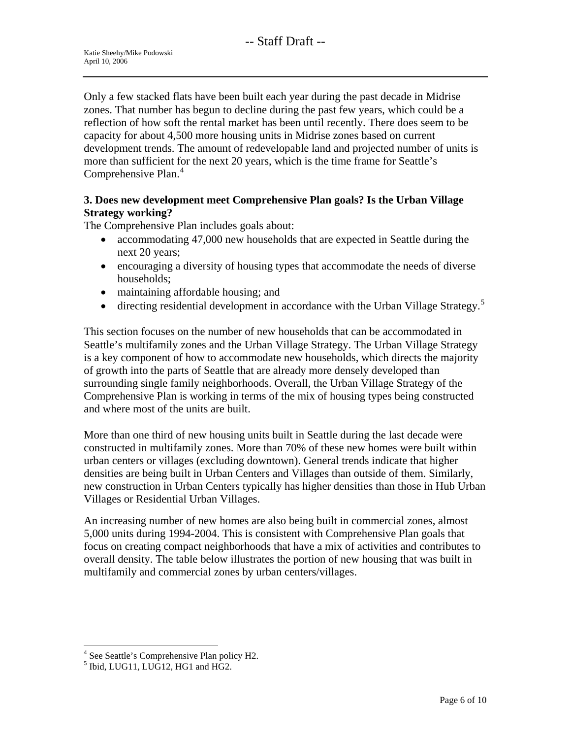Only a few stacked flats have been built each year during the past decade in Midrise zones. That number has begun to decline during the past few years, which could be a reflection of how soft the rental market has been until recently. There does seem to be capacity for about 4,500 more housing units in Midrise zones based on current development trends. The amount of redevelopable land and projected number of units is more than sufficient for the next 20 years, which is the time frame for Seattle's Comprehensive Plan.[4]

**3. Does new development meet Comprehensive Plan goals? Is the Urban Village Strategy working?**

The Comprehensive Plan includes goals about:

- accommodating 47,000 new households that are expected in Seattle during the next 20 years;
- encouraging a diversity of housing types that accommodate the needs of diverse households;
- maintaining affordable housing; and
- directing residential development in accordance with the Urban Village Strategy.[5]

This section focuses on the number of new households that can be accommodated in Seattle's multifamily zones and the Urban Village Strategy. The Urban Village Strategy is a key component of how to accommodate new households, which directs the majority of growth into the parts of Seattle that are already more densely developed than surrounding single family neighborhoods. Overall, the Urban Village Strategy of the Comprehensive Plan is working in terms of the mix of housing types being constructed and where most of the units are built.

More than one third of new housing units built in Seattle during the last decade were constructed in multifamily zones. More than 70% of these new homes were built within urban centers or villages (excluding downtown). General trends indicate that higher densities are being built in Urban Centers and Villages than outside of them. Similarly, new construction in Urban Centers typically has higher densities than those in Hub Urban Villages or Residential Urban Villages.

An increasing number of new homes are also being built in commercial zones, almost 5,000 units during 1994-2004. This is consistent with Comprehensive Plan goals that focus on creating compact neighborhoods that have a mix of activities and contributes to overall density. The table below illustrates the portion of new housing that was built in multifamily and commercial zones by urban centers/villages.

[4] See Seattle's Comprehensive Plan policy H2.

[5] Ibid, LUG11, LUG12, HG1 and HG2.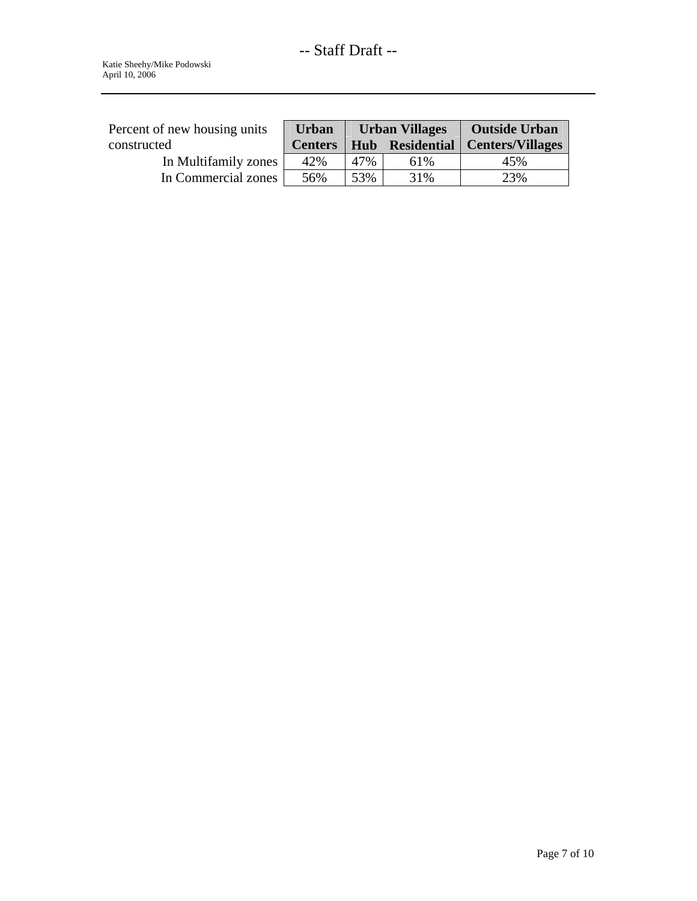| Percent of new housing units constructed | Urban Centers | Urban Villages | | Outside Urban Centers/Villages |
|---|---|---|---|---|
| | | Hub | Residential | |
| In Multifamily zones | 42% | 47% | 61% | 45% |
| In Commercial zones | 56% | 53% | 31% | 23% |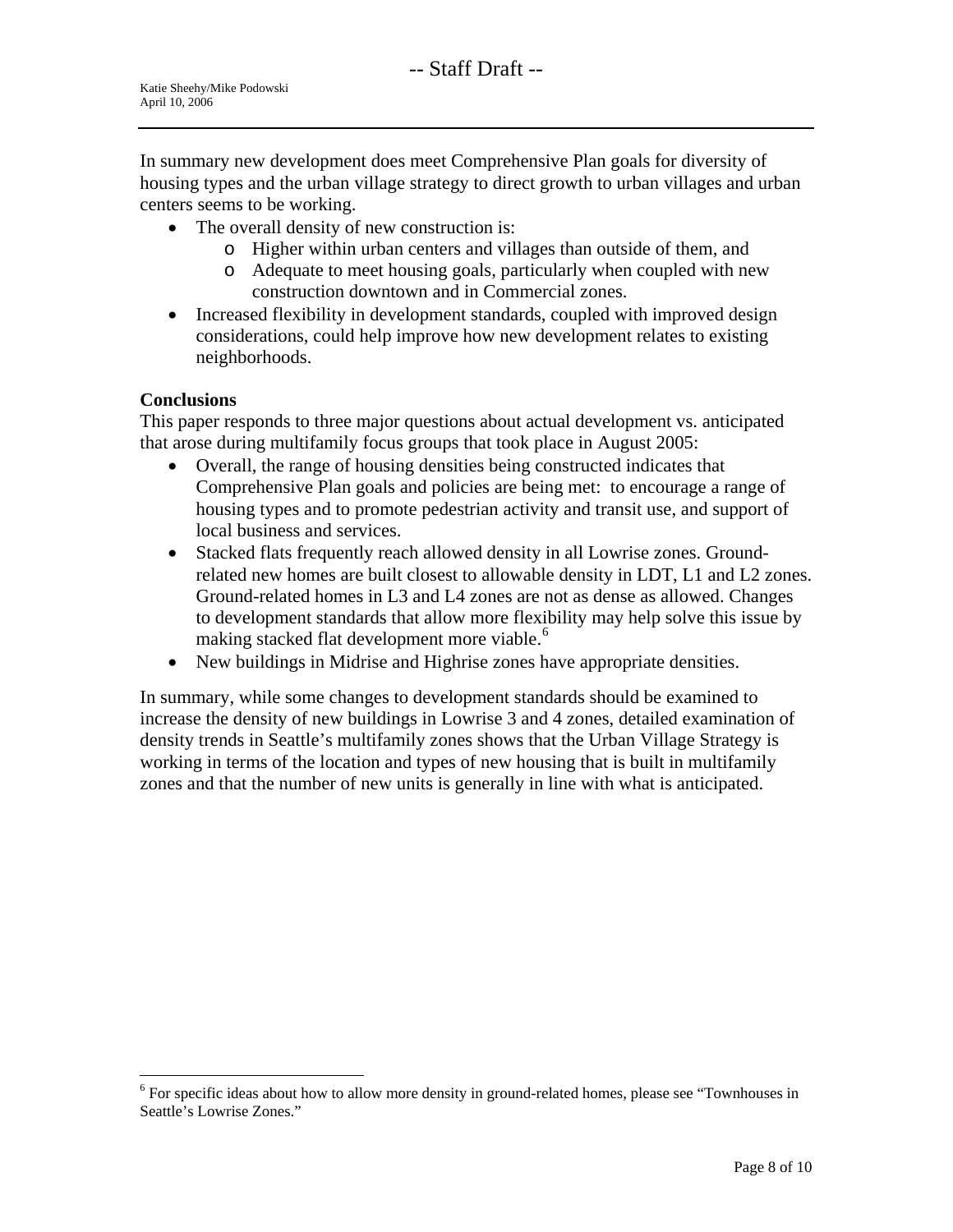In summary new development does meet Comprehensive Plan goals for diversity of housing types and the urban village strategy to direct growth to urban villages and urban centers seems to be working.

- The overall density of new construction is:
  - Higher within urban centers and villages than outside of them, and
  - Adequate to meet housing goals, particularly when coupled with new construction downtown and in Commercial zones.
- Increased flexibility in development standards, coupled with improved design considerations, could help improve how new development relates to existing neighborhoods.

**Conclusions**

This paper responds to three major questions about actual development vs. anticipated that arose during multifamily focus groups that took place in August 2005:

- Overall, the range of housing densities being constructed indicates that Comprehensive Plan goals and policies are being met: to encourage a range of housing types and to promote pedestrian activity and transit use, and support of local business and services.
- Stacked flats frequently reach allowed density in all Lowrise zones. Ground-related new homes are built closest to allowable density in LDT, L1 and L2 zones. Ground-related homes in L3 and L4 zones are not as dense as allowed. Changes to development standards that allow more flexibility may help solve this issue by making stacked flat development more viable.[6]
- New buildings in Midrise and Highrise zones have appropriate densities.

In summary, while some changes to development standards should be examined to increase the density of new buildings in Lowrise 3 and 4 zones, detailed examination of density trends in Seattle's multifamily zones shows that the Urban Village Strategy is working in terms of the location and types of new housing that is built in multifamily zones and that the number of new units is generally in line with what is anticipated.

[6] For specific ideas about how to allow more density in ground-related homes, please see "Townhouses in Seattle's Lowrise Zones."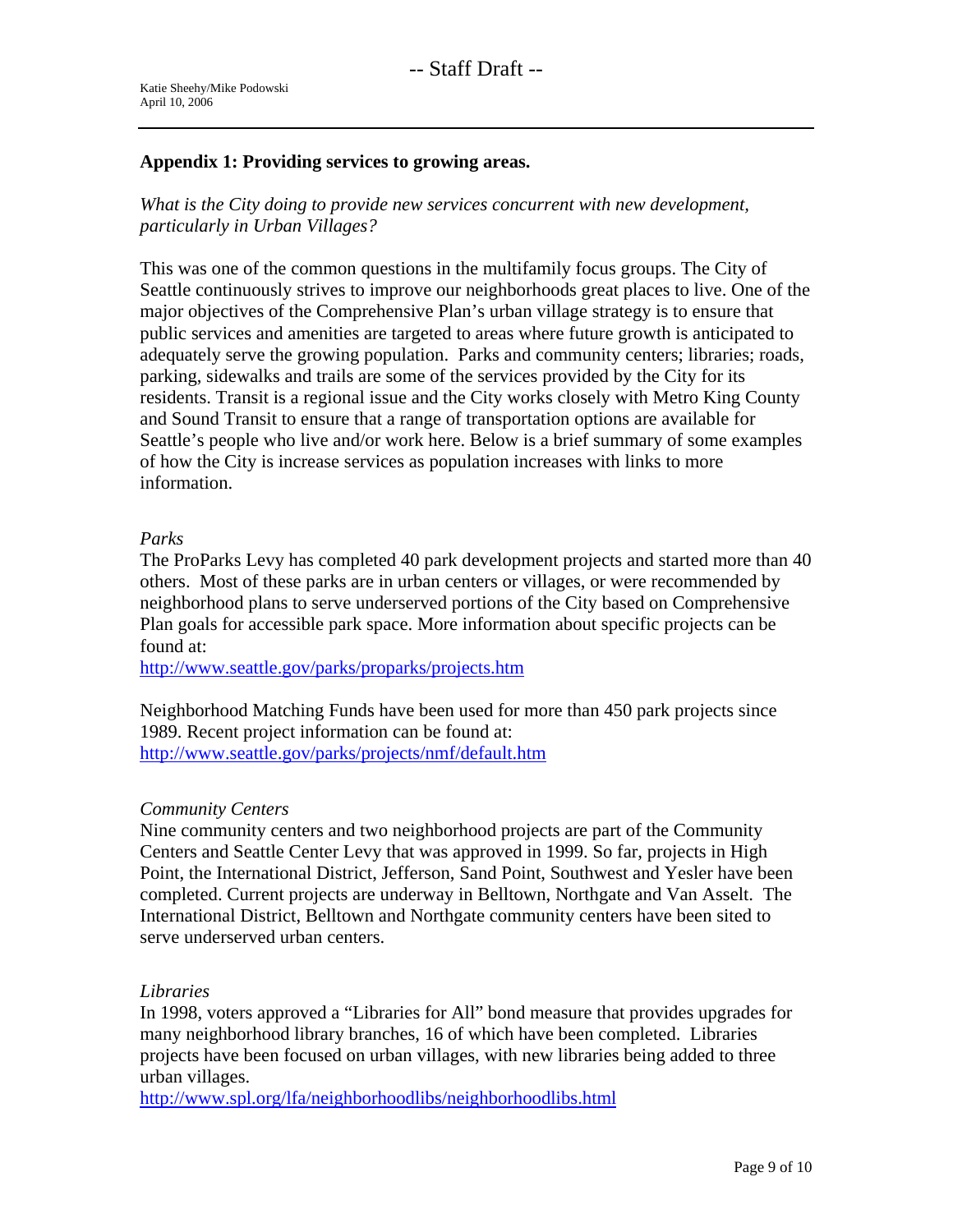## Appendix 1: Providing services to growing areas.

*What is the City doing to provide new services concurrent with new development, particularly in Urban Villages?*

This was one of the common questions in the multifamily focus groups. The City of Seattle continuously strives to improve our neighborhoods great places to live. One of the major objectives of the Comprehensive Plan's urban village strategy is to ensure that public services and amenities are targeted to areas where future growth is anticipated to adequately serve the growing population. Parks and community centers; libraries; roads, parking, sidewalks and trails are some of the services provided by the City for its residents. Transit is a regional issue and the City works closely with Metro King County and Sound Transit to ensure that a range of transportation options are available for Seattle's people who live and/or work here. Below is a brief summary of some examples of how the City is increase services as population increases with links to more information.

*Parks*

The ProParks Levy has completed 40 park development projects and started more than 40 others. Most of these parks are in urban centers or villages, or were recommended by neighborhood plans to serve underserved portions of the City based on Comprehensive Plan goals for accessible park space. More information about specific projects can be found at:
http://www.seattle.gov/parks/proparks/projects.htm

Neighborhood Matching Funds have been used for more than 450 park projects since 1989. Recent project information can be found at:
http://www.seattle.gov/parks/projects/nmf/default.htm

*Community Centers*

Nine community centers and two neighborhood projects are part of the Community Centers and Seattle Center Levy that was approved in 1999. So far, projects in High Point, the International District, Jefferson, Sand Point, Southwest and Yesler have been completed. Current projects are underway in Belltown, Northgate and Van Asselt. The International District, Belltown and Northgate community centers have been sited to serve underserved urban centers.

*Libraries*

In 1998, voters approved a "Libraries for All" bond measure that provides upgrades for many neighborhood library branches, 16 of which have been completed. Libraries projects have been focused on urban villages, with new libraries being added to three urban villages.
http://www.spl.org/lfa/neighborhoodlibs/neighborhoodlibs.html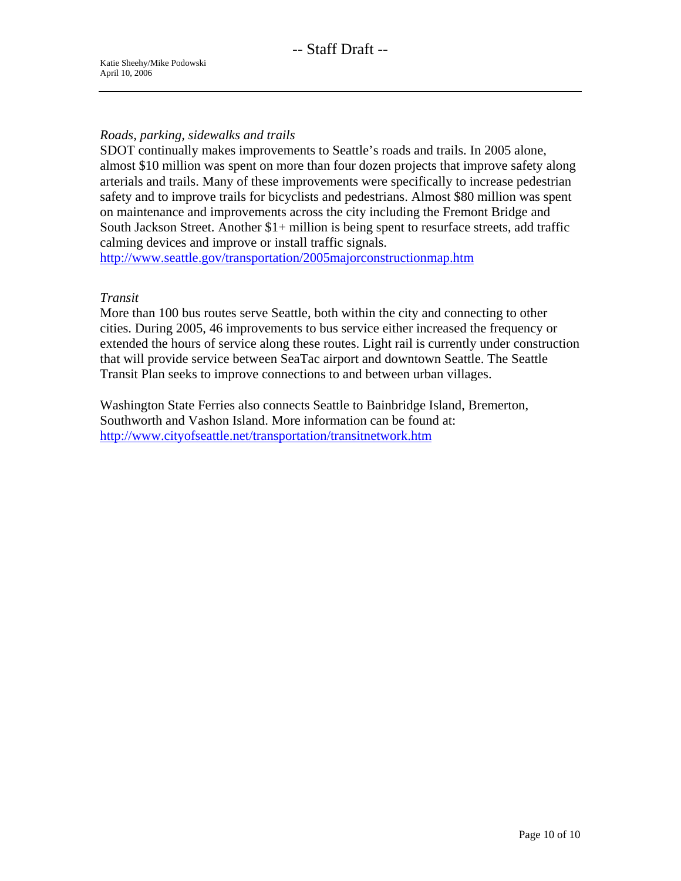*Roads, parking, sidewalks and trails*

SDOT continually makes improvements to Seattle's roads and trails. In 2005 alone, almost $10 million was spent on more than four dozen projects that improve safety along arterials and trails. Many of these improvements were specifically to increase pedestrian safety and to improve trails for bicyclists and pedestrians. Almost $80 million was spent on maintenance and improvements across the city including the Fremont Bridge and South Jackson Street. Another $1+ million is being spent to resurface streets, add traffic calming devices and improve or install traffic signals.
http://www.seattle.gov/transportation/2005majorconstructionmap.htm

*Transit*

More than 100 bus routes serve Seattle, both within the city and connecting to other cities. During 2005, 46 improvements to bus service either increased the frequency or extended the hours of service along these routes. Light rail is currently under construction that will provide service between SeaTac airport and downtown Seattle. The Seattle Transit Plan seeks to improve connections to and between urban villages.

Washington State Ferries also connects Seattle to Bainbridge Island, Bremerton, Southworth and Vashon Island. More information can be found at:
http://www.cityofseattle.net/transportation/transitnetwork.htm